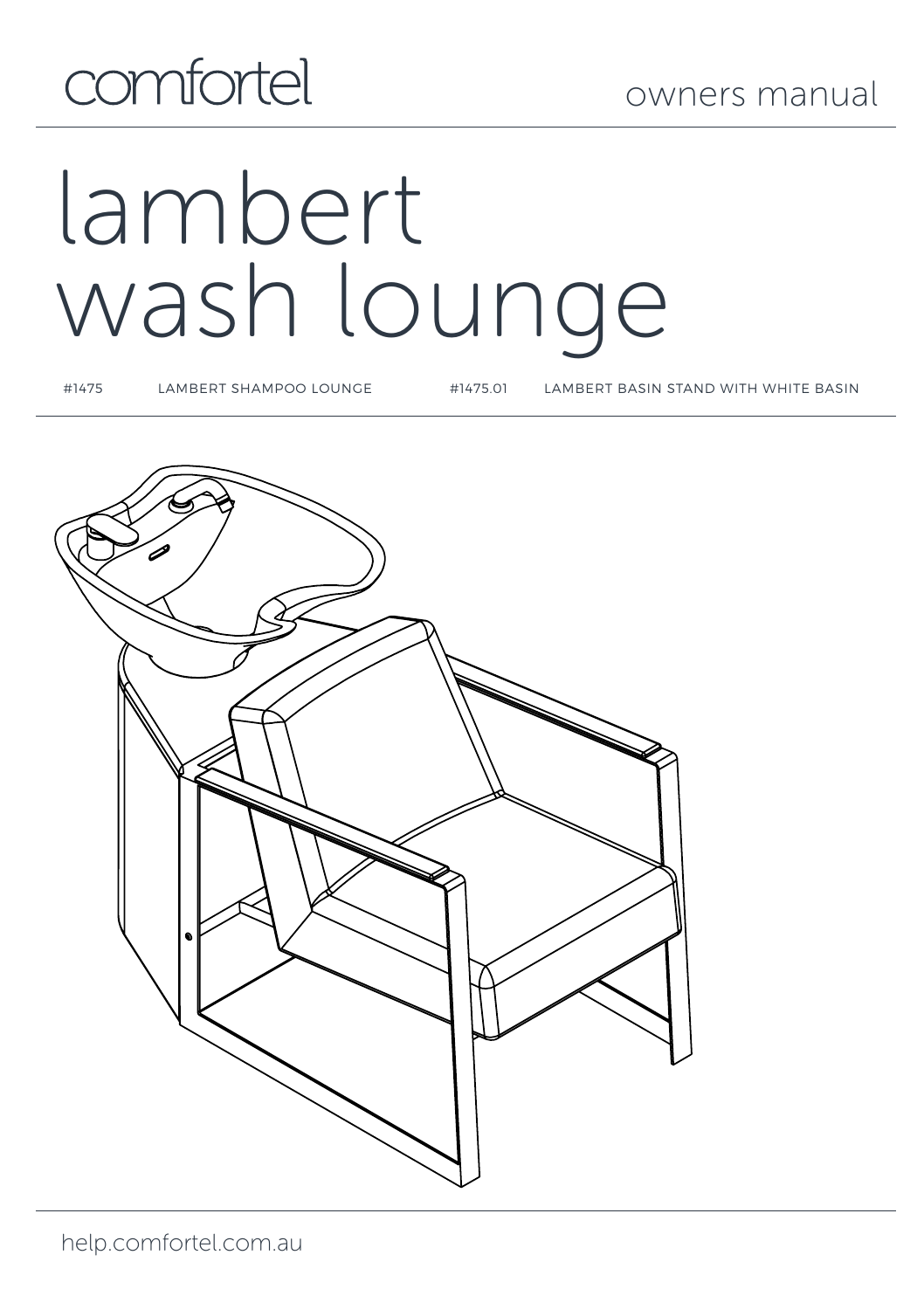comfortel

owners manual

# lambert wash lounge

| #1475 | LAMBERT SHAMPOO LOUNGE | #1475.01 | LAMBERT BASIN STAND WITH WHITE BASIN |
|---|---|---|---|

help.comfortel.com.au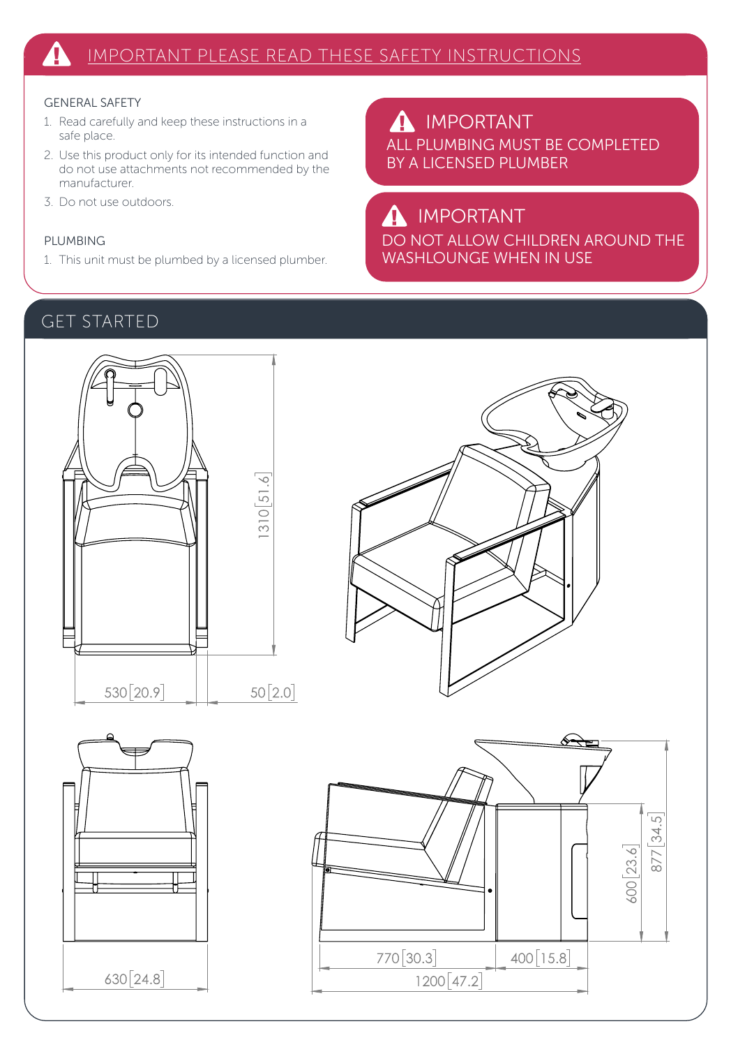# IMPORTANT PLEASE READ THESE SAFETY INSTRUCTIONS

### GENERAL SAFETY

1. Read carefully and keep these instructions in a safe place.
2. Use this product only for its intended function and do not use attachments not recommended by the manufacturer.
3. Do not use outdoors.

### PLUMBING

1. This unit must be plumbed by a licensed plumber.

> **IMPORTANT**
> ALL PLUMBING MUST BE COMPLETED BY A LICENSED PLUMBER

> **IMPORTANT**
> DO NOT ALLOW CHILDREN AROUND THE WASHLOUNGE WHEN IN USE

## GET STARTED

1310 [51.6]

530 [20.9]

50 [2.0]

630 [24.8]

600 [23.6]

877 [34.5]

770 [30.3]

400 [15.8]

1200 [47.2]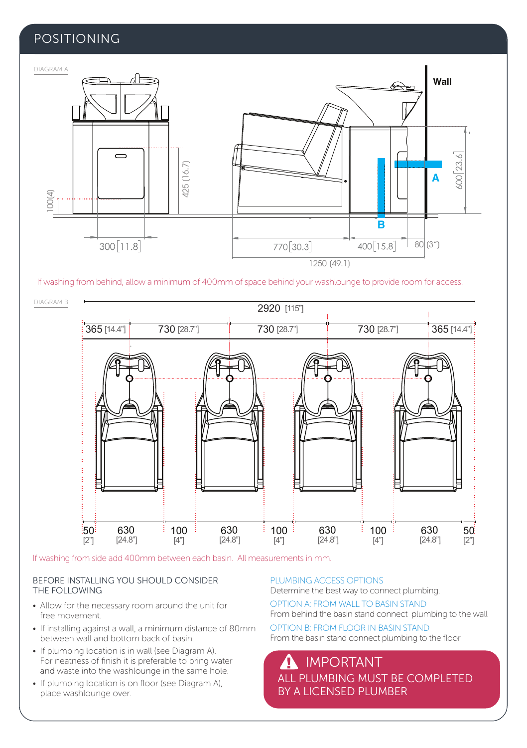# POSITIONING

DIAGRAM A

Wall

A

B

100(4)

425 (16.7)

600 [23.6]

300 [11.8]

770 [30.3]

400 [15.8]

80 (3")

1250 (49.1)

If washing from behind, allow a minimum of 400mm of space behind your washlounge to provide room for access.

DIAGRAM B

2920 [115"]

365 [14.4"] | 730 [28.7"] | 730 [28.7"] | 730 [28.7"] | 365 [14.4"]

50 [2"] | 630 [24.8"] | 100 [4"] | 630 [24.8"] | 100 [4"] | 630 [24.8"] | 100 [4"] | 630 [24.8"] | 50 [2"]

If washing from side add 400mm between each basin. All measurements in mm.

## BEFORE INSTALLING YOU SHOULD CONSIDER THE FOLLOWING

- Allow for the necessary room around the unit for free movement.
- If installing against a wall, a minimum distance of 80mm between wall and bottom back of basin.
- If plumbing location is in wall (see Diagram A). For neatness of finish it is preferable to bring water and waste into the washlounge in the same hole.
- If plumbing location is on floor (see Diagram A), place washlounge over.

## PLUMBING ACCESS OPTIONS

Determine the best way to connect plumbing.

OPTION A: FROM WALL TO BASIN STAND

From behind the basin stand connect plumbing to the wall

OPTION B: FROM FLOOR IN BASIN STAND

From the basin stand connect plumbing to the floor

## ⚠ IMPORTANT

ALL PLUMBING MUST BE COMPLETED BY A LICENSED PLUMBER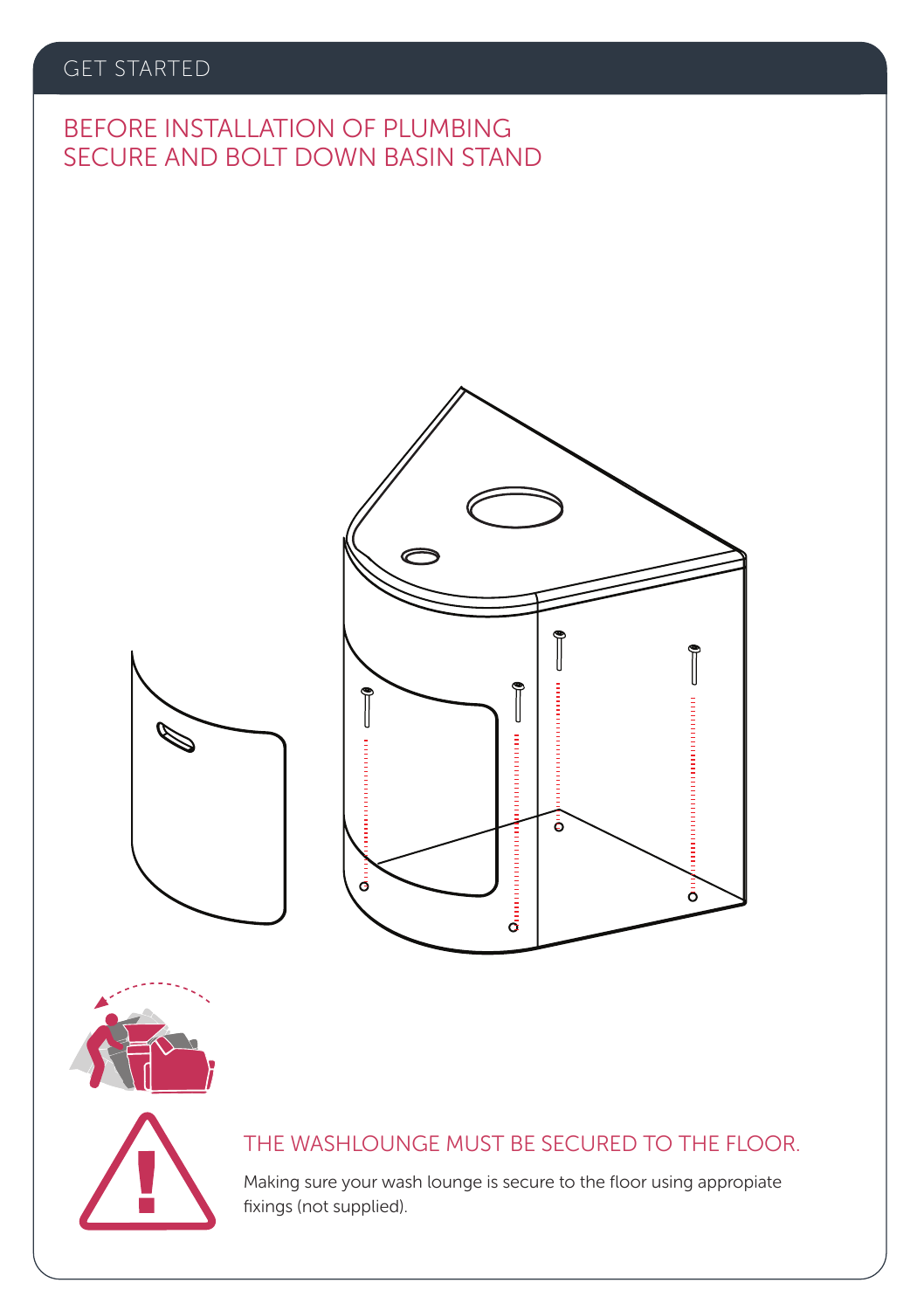## GET STARTED

### BEFORE INSTALLATION OF PLUMBING SECURE AND BOLT DOWN BASIN STAND

### THE WASHLOUNGE MUST BE SECURED TO THE FLOOR.

Making sure your wash lounge is secure to the floor using appropiate fixings (not supplied).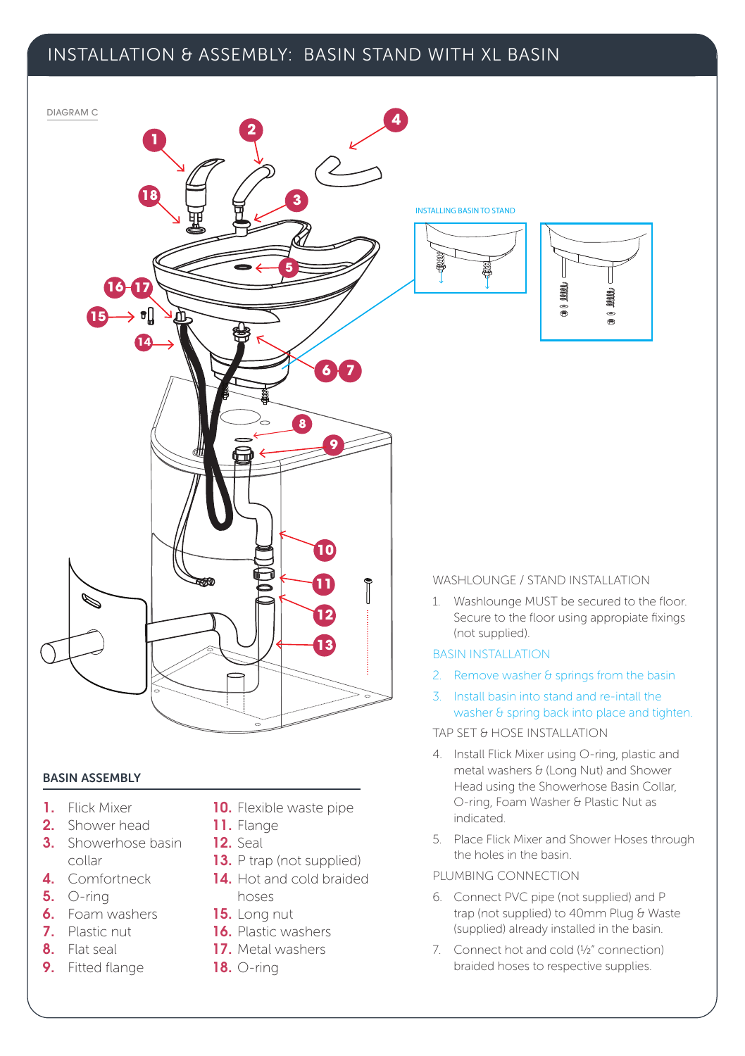# INSTALLATION & ASSEMBLY: BASIN STAND WITH XL BASIN

DIAGRAM C

INSTALLING BASIN TO STAND

### BASIN ASSEMBLY

1. Flick Mixer
2. Shower head
3. Showerhose basin collar
4. Comfortneck
5. O-ring
6. Foam washers
7. Plastic nut
8. Flat seal
9. Fitted flange
10. Flexible waste pipe
11. Flange
12. Seal
13. P trap (not supplied)
14. Hot and cold braided hoses
15. Long nut
16. Plastic washers
17. Metal washers
18. O-ring

WASHLOUNGE / STAND INSTALLATION

1. Washlounge MUST be secured to the floor. Secure to the floor using appropiate fixings (not supplied).

BASIN INSTALLATION

2. Remove washer & springs from the basin
3. Install basin into stand and re-intall the washer & spring back into place and tighten.

TAP SET & HOSE INSTALLATION

4. Install Flick Mixer using O-ring, plastic and metal washers & (Long Nut) and Shower Head using the Showerhose Basin Collar, O-ring, Foam Washer & Plastic Nut as indicated.
5. Place Flick Mixer and Shower Hoses through the holes in the basin.

PLUMBING CONNECTION

6. Connect PVC pipe (not supplied) and P trap (not supplied) to 40mm Plug & Waste (supplied) already installed in the basin.
7. Connect hot and cold (½" connection) braided hoses to respective supplies.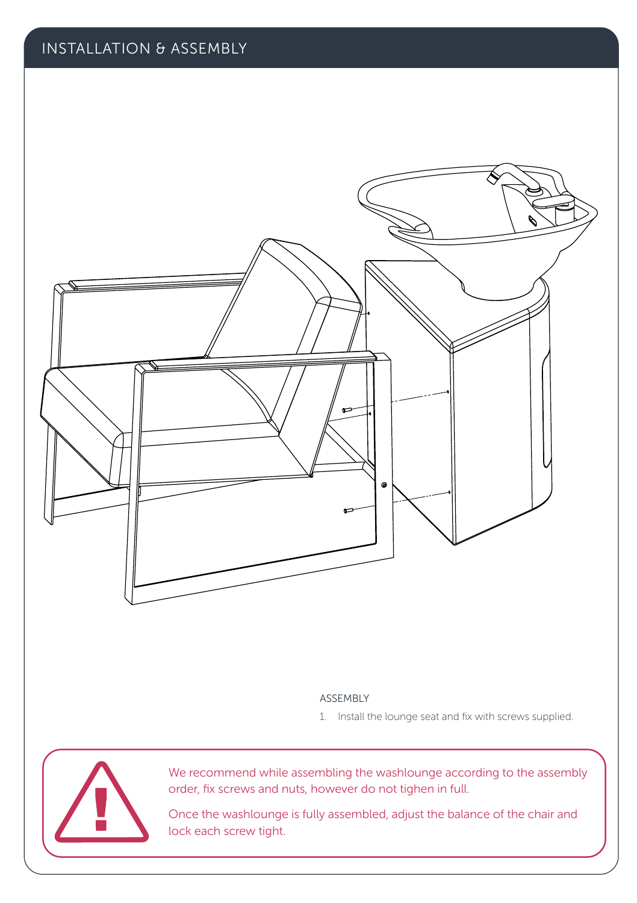# INSTALLATION & ASSEMBLY

ASSEMBLY

1. Install the lounge seat and fix with screws supplied.

We recommend while assembling the washlounge according to the assembly order, fix screws and nuts, however do not tighen in full.

Once the washlounge is fully assembled, adjust the balance of the chair and lock each screw tight.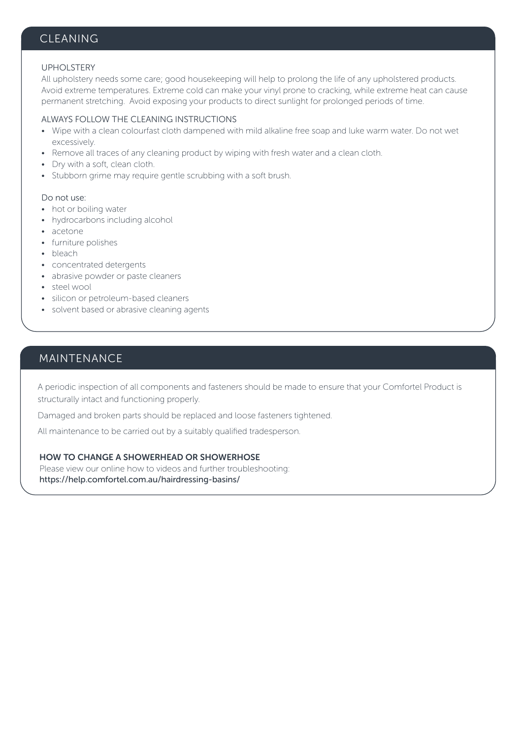## CLEANING

### UPHOLSTERY

All upholstery needs some care; good housekeeping will help to prolong the life of any upholstered products. Avoid extreme temperatures. Extreme cold can make your vinyl prone to cracking, while extreme heat can cause permanent stretching. Avoid exposing your products to direct sunlight for prolonged periods of time.

### ALWAYS FOLLOW THE CLEANING INSTRUCTIONS

- Wipe with a clean colourfast cloth dampened with mild alkaline free soap and luke warm water. Do not wet excessively.
- Remove all traces of any cleaning product by wiping with fresh water and a clean cloth.
- Dry with a soft, clean cloth.
- Stubborn grime may require gentle scrubbing with a soft brush.

Do not use:

- hot or boiling water
- hydrocarbons including alcohol
- acetone
- furniture polishes
- bleach
- concentrated detergents
- abrasive powder or paste cleaners
- steel wool
- silicon or petroleum-based cleaners
- solvent based or abrasive cleaning agents

## MAINTENANCE

A periodic inspection of all components and fasteners should be made to ensure that your Comfortel Product is structurally intact and functioning properly.

Damaged and broken parts should be replaced and loose fasteners tightened.

All maintenance to be carried out by a suitably qualified tradesperson.

**HOW TO CHANGE A SHOWERHEAD OR SHOWERHOSE**

Please view our online how to videos and further troubleshooting:
https://help.comfortel.com.au/hairdressing-basins/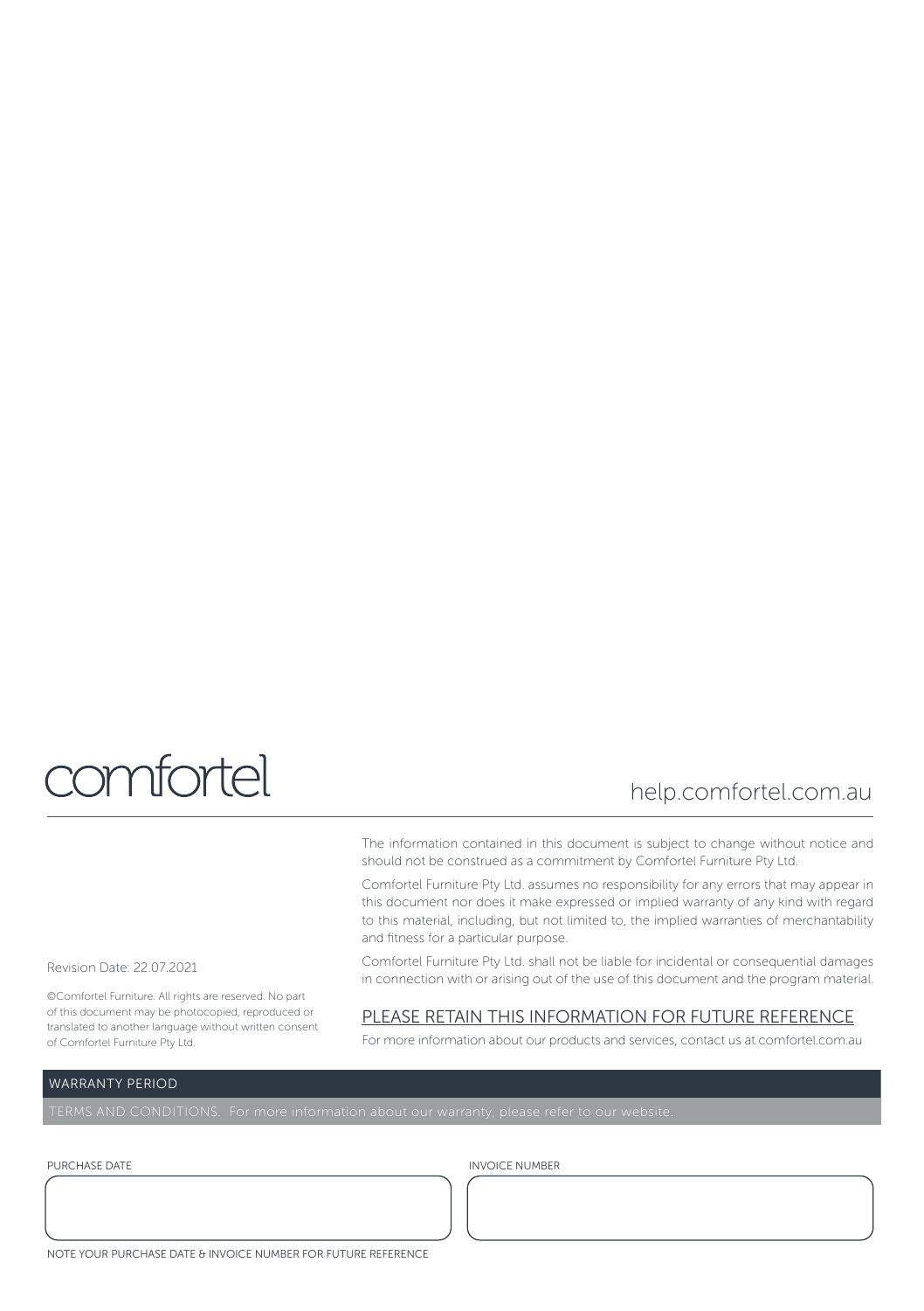comfortel

help.comfortel.com.au

Revision Date: 22.07.2021

©Comfortel Furniture. All rights are reserved. No part of this document may be photocopied, reproduced or translated to another language without written consent of Comfortel Furniture Pty Ltd.

The information contained in this document is subject to change without notice and should not be construed as a commitment by Comfortel Furniture Pty Ltd.

Comfortel Furniture Pty Ltd. assumes no responsibility for any errors that may appear in this document nor does it make expressed or implied warranty of any kind with regard to this material, including, but not limited to, the implied warranties of merchantability and fitness for a particular purpose.

Comfortel Furniture Pty Ltd. shall not be liable for incidental or consequential damages in connection with or arising out of the use of this document and the program material.

## PLEASE RETAIN THIS INFORMATION FOR FUTURE REFERENCE

For more information about our products and services, contact us at comfortel.com.au

### WARRANTY PERIOD

TERMS AND CONDITIONS. For more information about our warranty, please refer to our website.

PURCHASE DATE

INVOICE NUMBER

NOTE YOUR PURCHASE DATE & INVOICE NUMBER FOR FUTURE REFERENCE